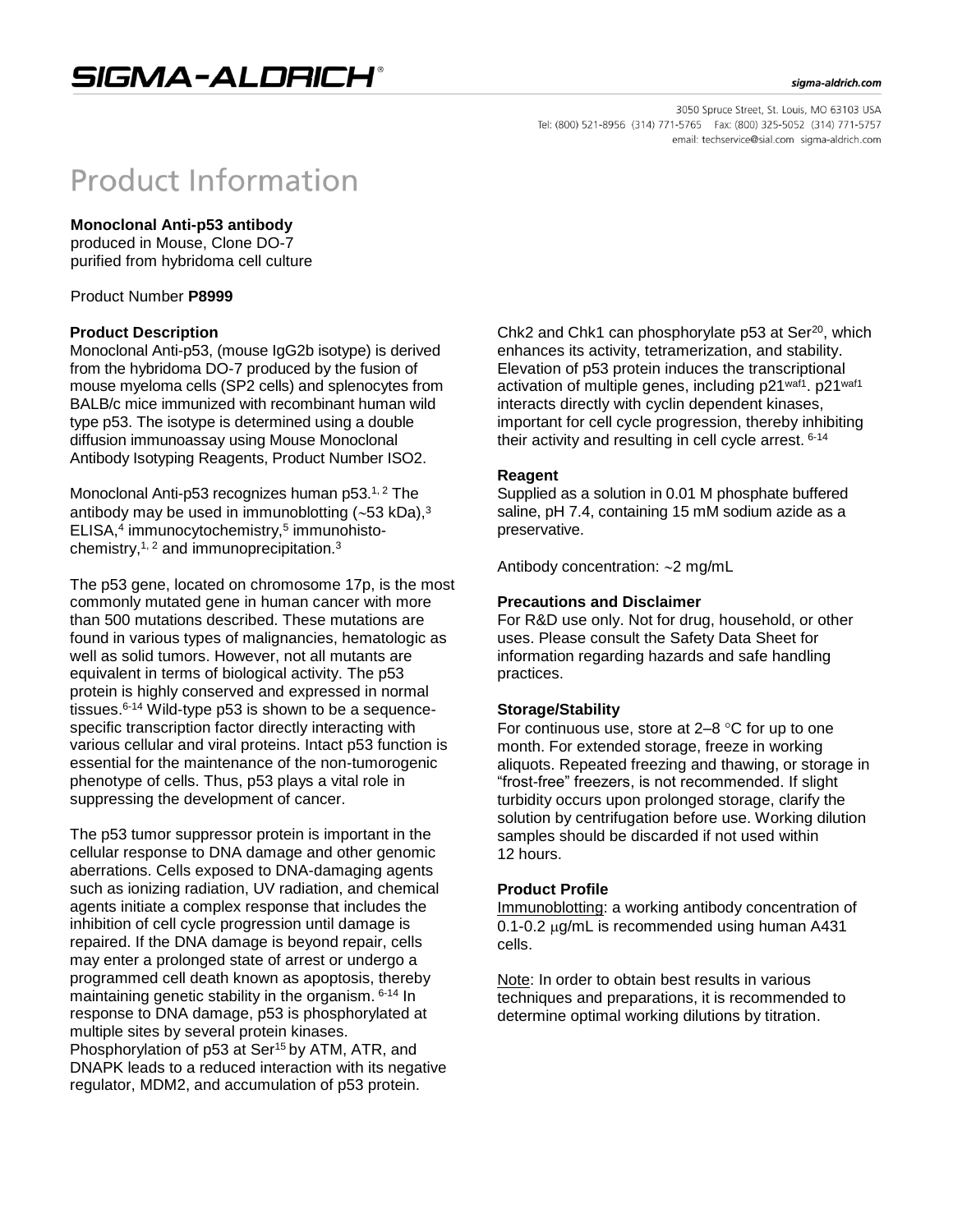# Product Information

**Monoclonal Anti-p53 antibody**
produced in Mouse, Clone DO-7
purified from hybridoma cell culture

Product Number **P8999**

### Product Description

Monoclonal Anti-p53, (mouse IgG2b isotype) is derived from the hybridoma DO-7 produced by the fusion of mouse myeloma cells (SP2 cells) and splenocytes from BALB/c mice immunized with recombinant human wild type p53. The isotype is determined using a double diffusion immunoassay using Mouse Monoclonal Antibody Isotyping Reagents, Product Number ISO2.

Monoclonal Anti-p53 recognizes human p53.[1, 2] The antibody may be used in immunoblotting (~53 kDa),[3] ELISA,[4] immunocytochemistry,[5] immunohistochemistry,[1, 2] and immunoprecipitation.[3]

The p53 gene, located on chromosome 17p, is the most commonly mutated gene in human cancer with more than 500 mutations described. These mutations are found in various types of malignancies, hematologic as well as solid tumors. However, not all mutants are equivalent in terms of biological activity. The p53 protein is highly conserved and expressed in normal tissues.[6-14] Wild-type p53 is shown to be a sequence-specific transcription factor directly interacting with various cellular and viral proteins. Intact p53 function is essential for the maintenance of the non-tumorogenic phenotype of cells. Thus, p53 plays a vital role in suppressing the development of cancer.

The p53 tumor suppressor protein is important in the cellular response to DNA damage and other genomic aberrations. Cells exposed to DNA-damaging agents such as ionizing radiation, UV radiation, and chemical agents initiate a complex response that includes the inhibition of cell cycle progression until damage is repaired. If the DNA damage is beyond repair, cells may enter a prolonged state of arrest or undergo a programmed cell death known as apoptosis, thereby maintaining genetic stability in the organism.[6-14] In response to DNA damage, p53 is phosphorylated at multiple sites by several protein kinases. Phosphorylation of p53 at $Ser^{15}$ by ATM, ATR, and DNAPK leads to a reduced interaction with its negative regulator, MDM2, and accumulation of p53 protein. Chk2 and Chk1 can phosphorylate p53 at $Ser^{20}$, which enhances its activity, tetramerization, and stability. Elevation of p53 protein induces the transcriptional activation of multiple genes, including $p21^{waf1}$. $p21^{waf1}$ interacts directly with cyclin dependent kinases, important for cell cycle progression, thereby inhibiting their activity and resulting in cell cycle arrest.[6-14]

### Reagent

Supplied as a solution in 0.01 M phosphate buffered saline, pH 7.4, containing 15 mM sodium azide as a preservative.

Antibody concentration: ~2 mg/mL

### Precautions and Disclaimer

For R&D use only. Not for drug, household, or other uses. Please consult the Safety Data Sheet for information regarding hazards and safe handling practices.

### Storage/Stability

For continuous use, store at 2–8 °C for up to one month. For extended storage, freeze in working aliquots. Repeated freezing and thawing, or storage in "frost-free" freezers, is not recommended. If slight turbidity occurs upon prolonged storage, clarify the solution by centrifugation before use. Working dilution samples should be discarded if not used within 12 hours.

### Product Profile

Immunoblotting: a working antibody concentration of 0.1-0.2 μg/mL is recommended using human A431 cells.

Note: In order to obtain best results in various techniques and preparations, it is recommended to determine optimal working dilutions by titration.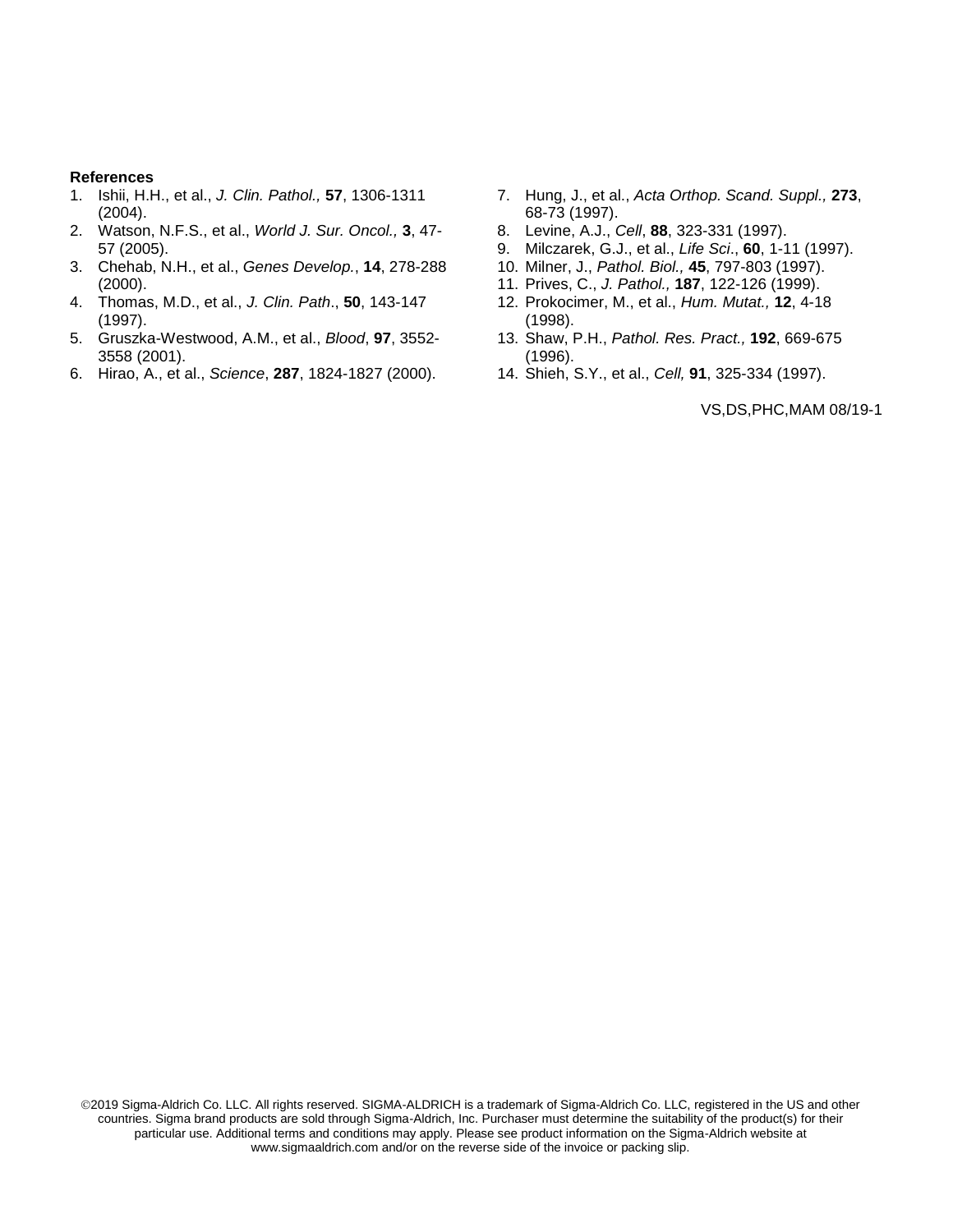**References**

1. Ishii, H.H., et al., *J. Clin. Pathol.,* **57**, 1306-1311 (2004).
2. Watson, N.F.S., et al., *World J. Sur. Oncol.,* **3**, 47-57 (2005).
3. Chehab, N.H., et al., *Genes Develop.*, **14**, 278-288 (2000).
4. Thomas, M.D., et al., *J. Clin. Path*., **50**, 143-147 (1997).
5. Gruszka-Westwood, A.M., et al., *Blood*, **97**, 3552-3558 (2001).
6. Hirao, A., et al., *Science*, **287**, 1824-1827 (2000).
7. Hung, J., et al., *Acta Orthop. Scand. Suppl.,* **273**, 68-73 (1997).
8. Levine, A.J., *Cell*, **88**, 323-331 (1997).
9. Milczarek, G.J., et al., *Life Sci*., **60**, 1-11 (1997).
10. Milner, J., *Pathol. Biol.,* **45**, 797-803 (1997).
11. Prives, C., *J. Pathol.,* **187**, 122-126 (1999).
12. Prokocimer, M., et al., *Hum. Mutat.,* **12**, 4-18 (1998).
13. Shaw, P.H., *Pathol. Res. Pract.,* **192**, 669-675 (1996).
14. Shieh, S.Y., et al., *Cell,* **91**, 325-334 (1997).

VS,DS,PHC,MAM 08/19-1

©2019 Sigma-Aldrich Co. LLC. All rights reserved. SIGMA-ALDRICH is a trademark of Sigma-Aldrich Co. LLC, registered in the US and other countries. Sigma brand products are sold through Sigma-Aldrich, Inc. Purchaser must determine the suitability of the product(s) for their particular use. Additional terms and conditions may apply. Please see product information on the Sigma-Aldrich website at www.sigmaaldrich.com and/or on the reverse side of the invoice or packing slip.